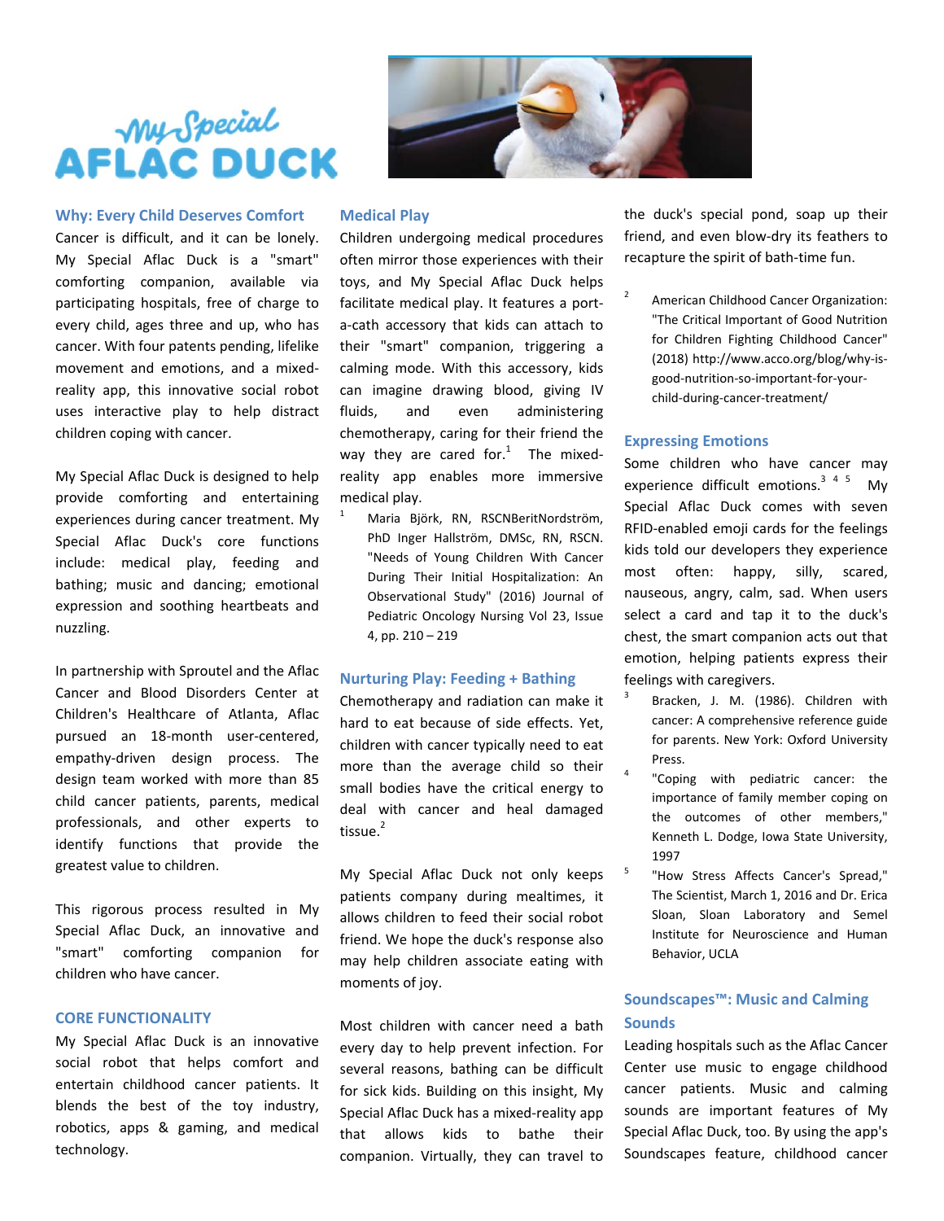# My Special AFLAC DUCK

## Why: Every Child Deserves Comfort

Cancer is difficult, and it can be lonely. My Special Aflac Duck is a "smart" comforting companion, available via participating hospitals, free of charge to every child, ages three and up, who has cancer. With four patents pending, lifelike movement and emotions, and a mixed-reality app, this innovative social robot uses interactive play to help distract children coping with cancer.

My Special Aflac Duck is designed to help provide comforting and entertaining experiences during cancer treatment. My Special Aflac Duck's core functions include: medical play, feeding and bathing; music and dancing; emotional expression and soothing heartbeats and nuzzling.

In partnership with Sproutel and the Aflac Cancer and Blood Disorders Center at Children's Healthcare of Atlanta, Aflac pursued an 18-month user-centered, empathy-driven design process. The design team worked with more than 85 child cancer patients, parents, medical professionals, and other experts to identify functions that provide the greatest value to children.

This rigorous process resulted in My Special Aflac Duck, an innovative and "smart" comforting companion for children who have cancer.

## CORE FUNCTIONALITY

My Special Aflac Duck is an innovative social robot that helps comfort and entertain childhood cancer patients. It blends the best of the toy industry, robotics, apps & gaming, and medical technology.

## Medical Play

Children undergoing medical procedures often mirror those experiences with their toys, and My Special Aflac Duck helps facilitate medical play. It features a port-a-cath accessory that kids can attach to their "smart" companion, triggering a calming mode. With this accessory, kids can imagine drawing blood, giving IV fluids, and even administering chemotherapy, caring for their friend the way they are cared for.[1] The mixed-reality app enables more immersive medical play.

[1] Maria Björk, RN, RSCNBeritNordström, PhD Inger Hallström, DMSc, RN, RSCN. "Needs of Young Children With Cancer During Their Initial Hospitalization: An Observational Study" (2016) Journal of Pediatric Oncology Nursing Vol 23, Issue 4, pp. 210 – 219

## Nurturing Play: Feeding + Bathing

Chemotherapy and radiation can make it hard to eat because of side effects. Yet, children with cancer typically need to eat more than the average child so their small bodies have the critical energy to deal with cancer and heal damaged tissue.[2]

My Special Aflac Duck not only keeps patients company during mealtimes, it allows children to feed their social robot friend. We hope the duck's response also may help children associate eating with moments of joy.

Most children with cancer need a bath every day to help prevent infection. For several reasons, bathing can be difficult for sick kids. Building on this insight, My Special Aflac Duck has a mixed-reality app that allows kids to bathe their companion. Virtually, they can travel to the duck's special pond, soap up their friend, and even blow-dry its feathers to recapture the spirit of bath-time fun.

[2] American Childhood Cancer Organization: "The Critical Important of Good Nutrition for Children Fighting Childhood Cancer" (2018) http://www.acco.org/blog/why-is-good-nutrition-so-important-for-your-child-during-cancer-treatment/

## Expressing Emotions

Some children who have cancer may experience difficult emotions.[3 4 5] My Special Aflac Duck comes with seven RFID-enabled emoji cards for the feelings kids told our developers they experience most often: happy, silly, scared, nauseous, angry, calm, sad. When users select a card and tap it to the duck's chest, the smart companion acts out that emotion, helping patients express their feelings with caregivers.

[3] Bracken, J. M. (1986). Children with cancer: A comprehensive reference guide for parents. New York: Oxford University Press.

[4] "Coping with pediatric cancer: the importance of family member coping on the outcomes of other members," Kenneth L. Dodge, Iowa State University, 1997

[5] "How Stress Affects Cancer's Spread," The Scientist, March 1, 2016 and Dr. Erica Sloan, Sloan Laboratory and Semel Institute for Neuroscience and Human Behavior, UCLA

## Soundscapes™: Music and Calming Sounds

Leading hospitals such as the Aflac Cancer Center use music to engage childhood cancer patients. Music and calming sounds are important features of My Special Aflac Duck, too. By using the app's Soundscapes feature, childhood cancer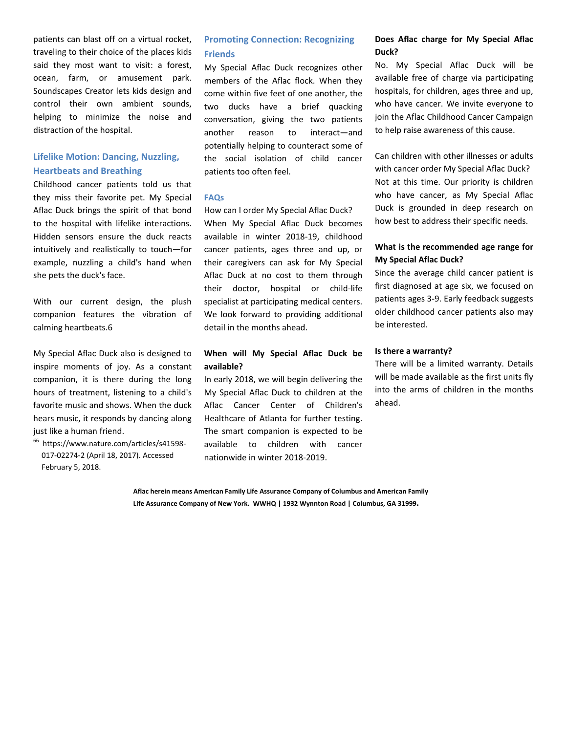patients can blast off on a virtual rocket, traveling to their choice of the places kids said they most want to visit: a forest, ocean, farm, or amusement park. Soundscapes Creator lets kids design and control their own ambient sounds, helping to minimize the noise and distraction of the hospital.

## Lifelike Motion: Dancing, Nuzzling, Heartbeats and Breathing

Childhood cancer patients told us that they miss their favorite pet. My Special Aflac Duck brings the spirit of that bond to the hospital with lifelike interactions. Hidden sensors ensure the duck reacts intuitively and realistically to touch—for example, nuzzling a child's hand when she pets the duck's face.

With our current design, the plush companion features the vibration of calming heartbeats.6

My Special Aflac Duck also is designed to inspire moments of joy. As a constant companion, it is there during the long hours of treatment, listening to a child's favorite music and shows. When the duck hears music, it responds by dancing along just like a human friend.

[6] https://www.nature.com/articles/s41598-017-02274-2 (April 18, 2017). Accessed February 5, 2018.

## Promoting Connection: Recognizing Friends

My Special Aflac Duck recognizes other members of the Aflac flock. When they come within five feet of one another, the two ducks have a brief quacking conversation, giving the two patients another reason to interact—and potentially helping to counteract some of the social isolation of child cancer patients too often feel.

## FAQs

How can I order My Special Aflac Duck?

When My Special Aflac Duck becomes available in winter 2018-19, childhood cancer patients, ages three and up, or their caregivers can ask for My Special Aflac Duck at no cost to them through their doctor, hospital or child-life specialist at participating medical centers. We look forward to providing additional detail in the months ahead.

**When will My Special Aflac Duck be available?**

In early 2018, we will begin delivering the My Special Aflac Duck to children at the Aflac Cancer Center of Children's Healthcare of Atlanta for further testing. The smart companion is expected to be available to children with cancer nationwide in winter 2018-2019.

**Does Aflac charge for My Special Aflac Duck?**

No. My Special Aflac Duck will be available free of charge via participating hospitals, for children, ages three and up, who have cancer. We invite everyone to join the Aflac Childhood Cancer Campaign to help raise awareness of this cause.

Can children with other illnesses or adults with cancer order My Special Aflac Duck?

Not at this time. Our priority is children who have cancer, as My Special Aflac Duck is grounded in deep research on how best to address their specific needs.

**What is the recommended age range for My Special Aflac Duck?**

Since the average child cancer patient is first diagnosed at age six, we focused on patients ages 3-9. Early feedback suggests older childhood cancer patients also may be interested.

**Is there a warranty?**

There will be a limited warranty. Details will be made available as the first units fly into the arms of children in the months ahead.

**Aflac herein means American Family Life Assurance Company of Columbus and American Family Life Assurance Company of New York. WWHQ | 1932 Wynnton Road | Columbus, GA 31999.**